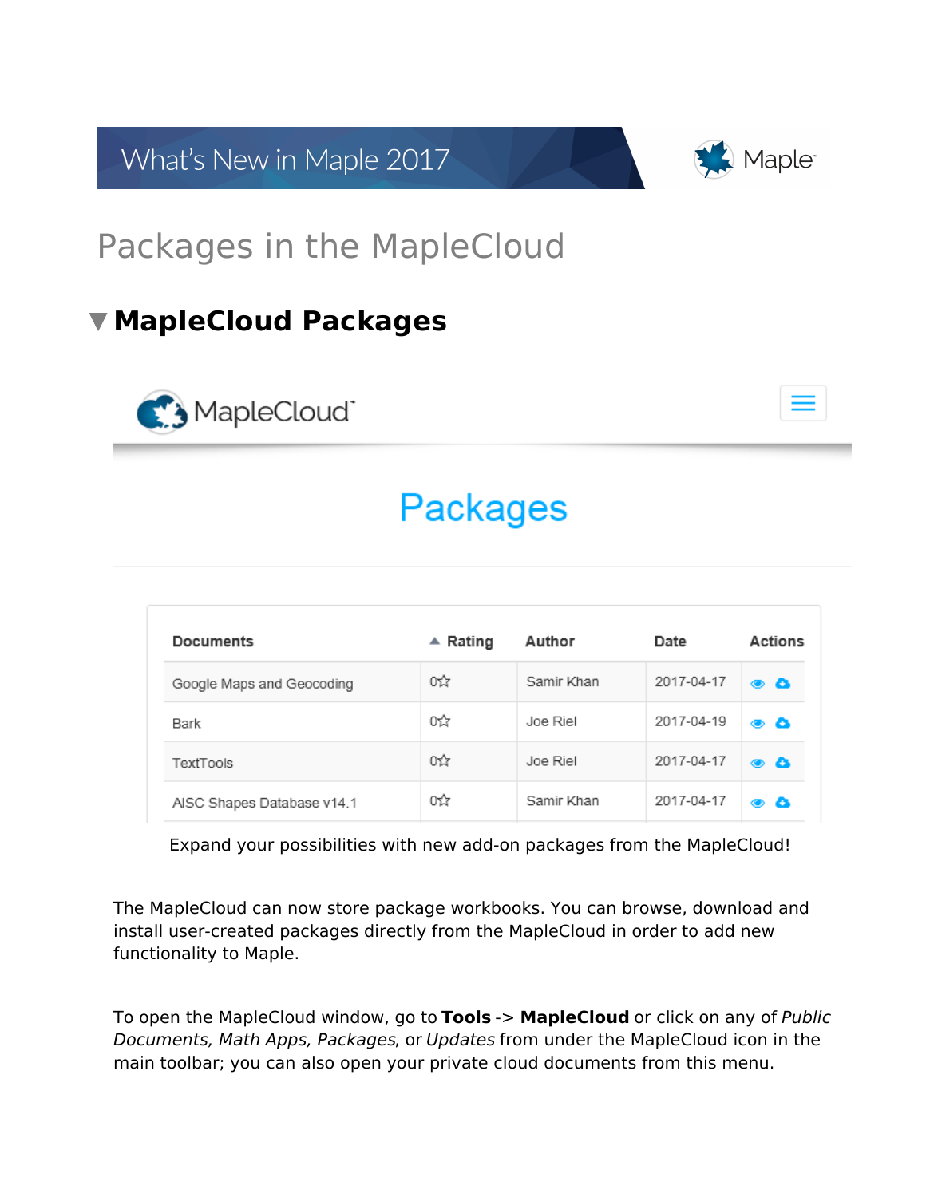What's New in Maple 2017

# Packages in the MapleCloud

## MapleCloud Packages

MapleCloud

Packages

| Documents | Rating | Author | Date | Actions |
|---|---|---|---|---|
| Google Maps and Geocoding | 0☆ | Samir Khan | 2017-04-17 | |
| Bark | 0☆ | Joe Riel | 2017-04-19 | |
| TextTools | 0☆ | Joe Riel | 2017-04-17 | |
| AISC Shapes Database v14.1 | 0☆ | Samir Khan | 2017-04-17 | |

Expand your possibilities with new add-on packages from the MapleCloud!

The MapleCloud can now store package workbooks. You can browse, download and install user-created packages directly from the MapleCloud in order to add new functionality to Maple.

To open the MapleCloud window, go to **Tools** -> **MapleCloud** or click on any of *Public Documents, Math Apps, Packages*, or *Updates* from under the MapleCloud icon in the main toolbar; you can also open your private cloud documents from this menu.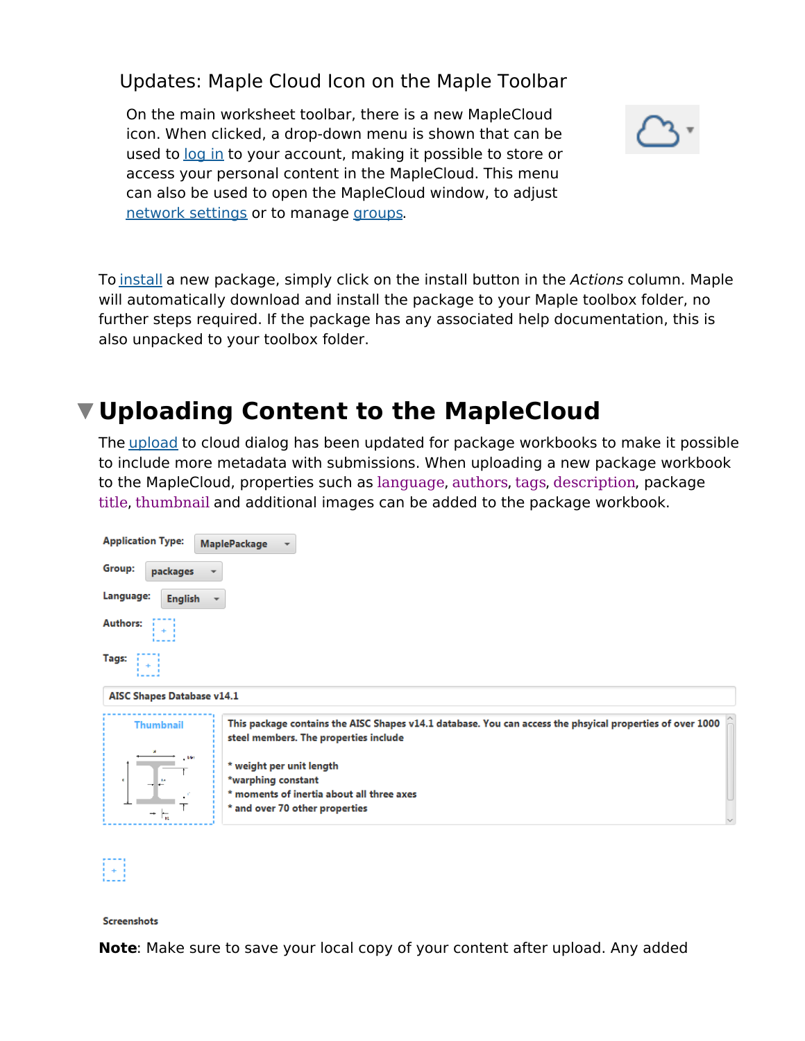### Updates: Maple Cloud Icon on the Maple Toolbar

On the main worksheet toolbar, there is a new MapleCloud icon. When clicked, a drop-down menu is shown that can be used to log in to your account, making it possible to store or access your personal content in the MapleCloud. This menu can also be used to open the MapleCloud window, to adjust network settings or to manage groups.

To install a new package, simply click on the install button in the *Actions* column. Maple will automatically download and install the package to your Maple toolbox folder, no further steps required. If the package has any associated help documentation, this is also unpacked to your toolbox folder.

## Uploading Content to the MapleCloud

The upload to cloud dialog has been updated for package workbooks to make it possible to include more metadata with submissions. When uploading a new package workbook to the MapleCloud, properties such as language, authors, tags, description, package title, thumbnail and additional images can be added to the package workbook.

Application Type: MaplePackage

Group: packages

Language: English

Authors:

Tags:

AISC Shapes Database v14.1

Thumbnail

This package contains the AISC Shapes v14.1 database. You can access the phsyical properties of over 1000 steel members. The properties include

* weight per unit length
*warphing constant
* moments of inertia about all three axes
* and over 70 other properties

Screenshots

**Note**: Make sure to save your local copy of your content after upload. Any added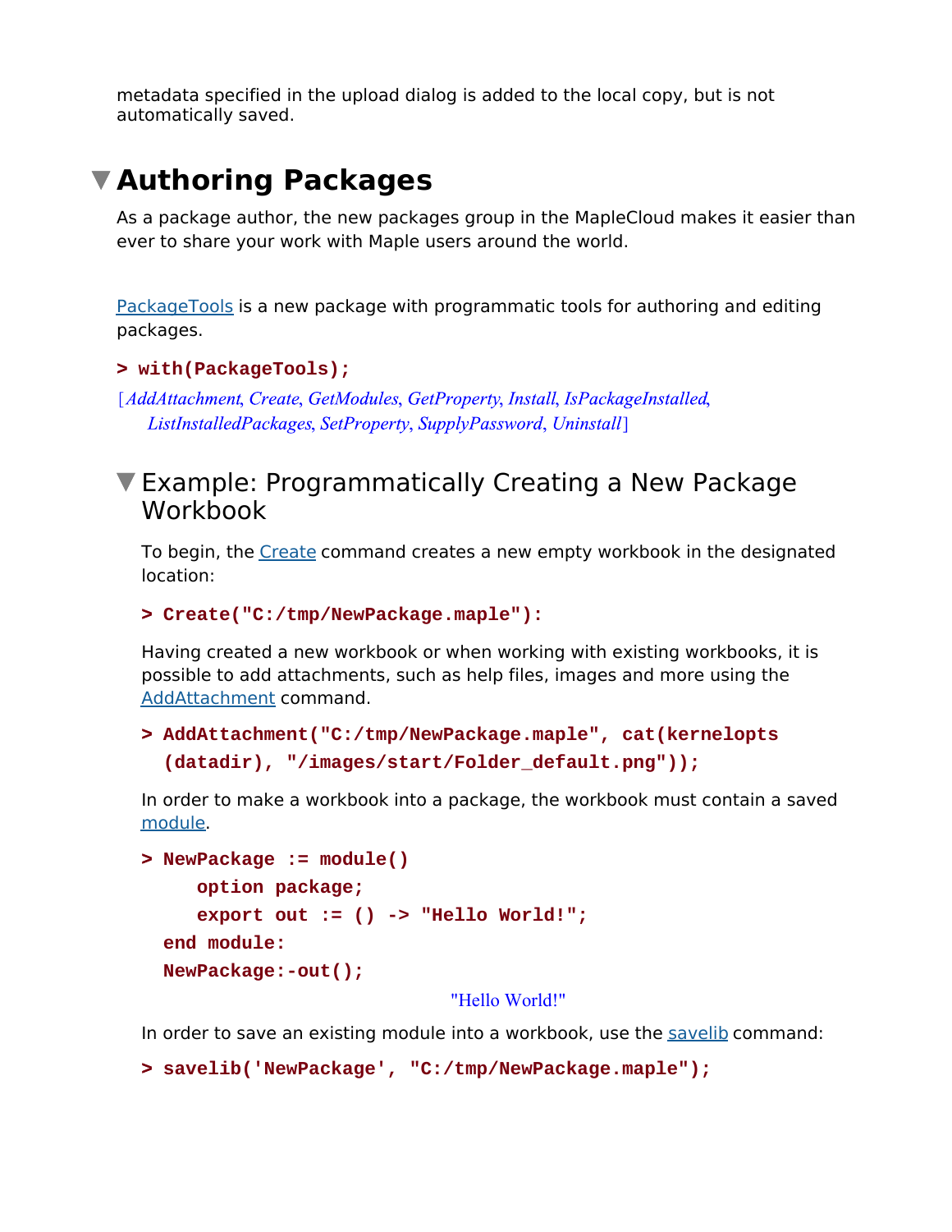metadata specified in the upload dialog is added to the local copy, but is not automatically saved.

# Authoring Packages

As a package author, the new packages group in the MapleCloud makes it easier than ever to share your work with Maple users around the world.

PackageTools is a new package with programmatic tools for authoring and editing packages.

```
> with(PackageTools);
```

[*AddAttachment*, *Create*, *GetModules*, *GetProperty*, *Install*, *IsPackageInstalled*, *ListInstalledPackages*, *SetProperty*, *SupplyPassword*, *Uninstall*]

## Example: Programmatically Creating a New Package Workbook

To begin, the Create command creates a new empty workbook in the designated location:

```
> Create("C:/tmp/NewPackage.maple"):
```

Having created a new workbook or when working with existing workbooks, it is possible to add attachments, such as help files, images and more using the AddAttachment command.

```
> AddAttachment("C:/tmp/NewPackage.maple", cat(kernelopts(datadir), "/images/start/Folder_default.png"));
```

In order to make a workbook into a package, the workbook must contain a saved module.

```
> NewPackage := module()
      option package;
      export out := () -> "Hello World!";
  end module:
  NewPackage:-out();
```

"Hello World!"

In order to save an existing module into a workbook, use the savelib command:

```
> savelib('NewPackage', "C:/tmp/NewPackage.maple");
```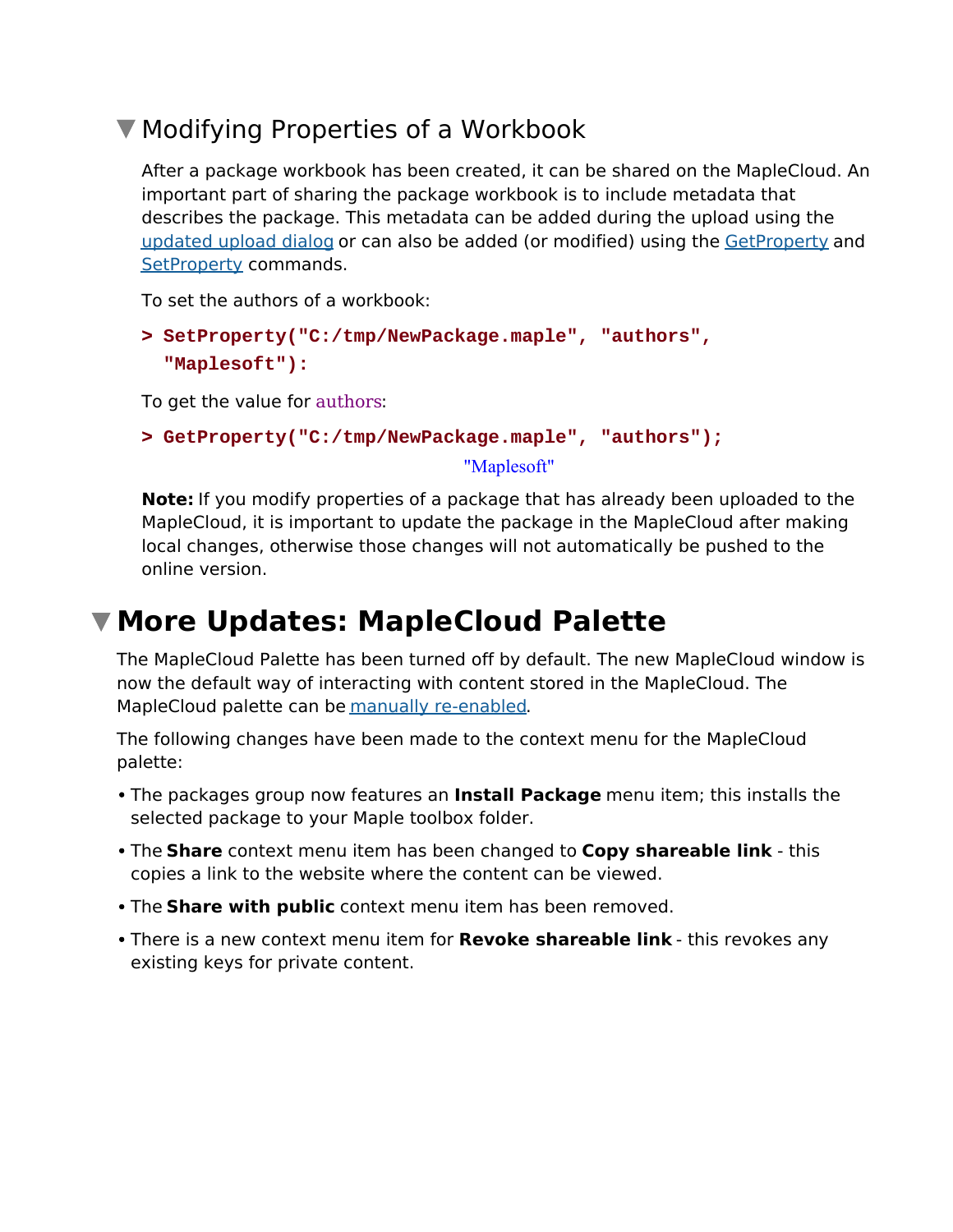### Modifying Properties of a Workbook

After a package workbook has been created, it can be shared on the MapleCloud. An important part of sharing the package workbook is to include metadata that describes the package. This metadata can be added during the upload using the updated upload dialog or can also be added (or modified) using the GetProperty and SetProperty commands.

To set the authors of a workbook:

```
> SetProperty("C:/tmp/NewPackage.maple", "authors",
  "Maplesoft"):
```

To get the value for authors:

```
> GetProperty("C:/tmp/NewPackage.maple", "authors");
```

"Maplesoft"

**Note:** If you modify properties of a package that has already been uploaded to the MapleCloud, it is important to update the package in the MapleCloud after making local changes, otherwise those changes will not automatically be pushed to the online version.

## More Updates: MapleCloud Palette

The MapleCloud Palette has been turned off by default. The new MapleCloud window is now the default way of interacting with content stored in the MapleCloud. The MapleCloud palette can be manually re-enabled.

The following changes have been made to the context menu for the MapleCloud palette:

- The packages group now features an **Install Package** menu item; this installs the selected package to your Maple toolbox folder.
- The **Share** context menu item has been changed to **Copy shareable link** - this copies a link to the website where the content can be viewed.
- The **Share with public** context menu item has been removed.
- There is a new context menu item for **Revoke shareable link** - this revokes any existing keys for private content.